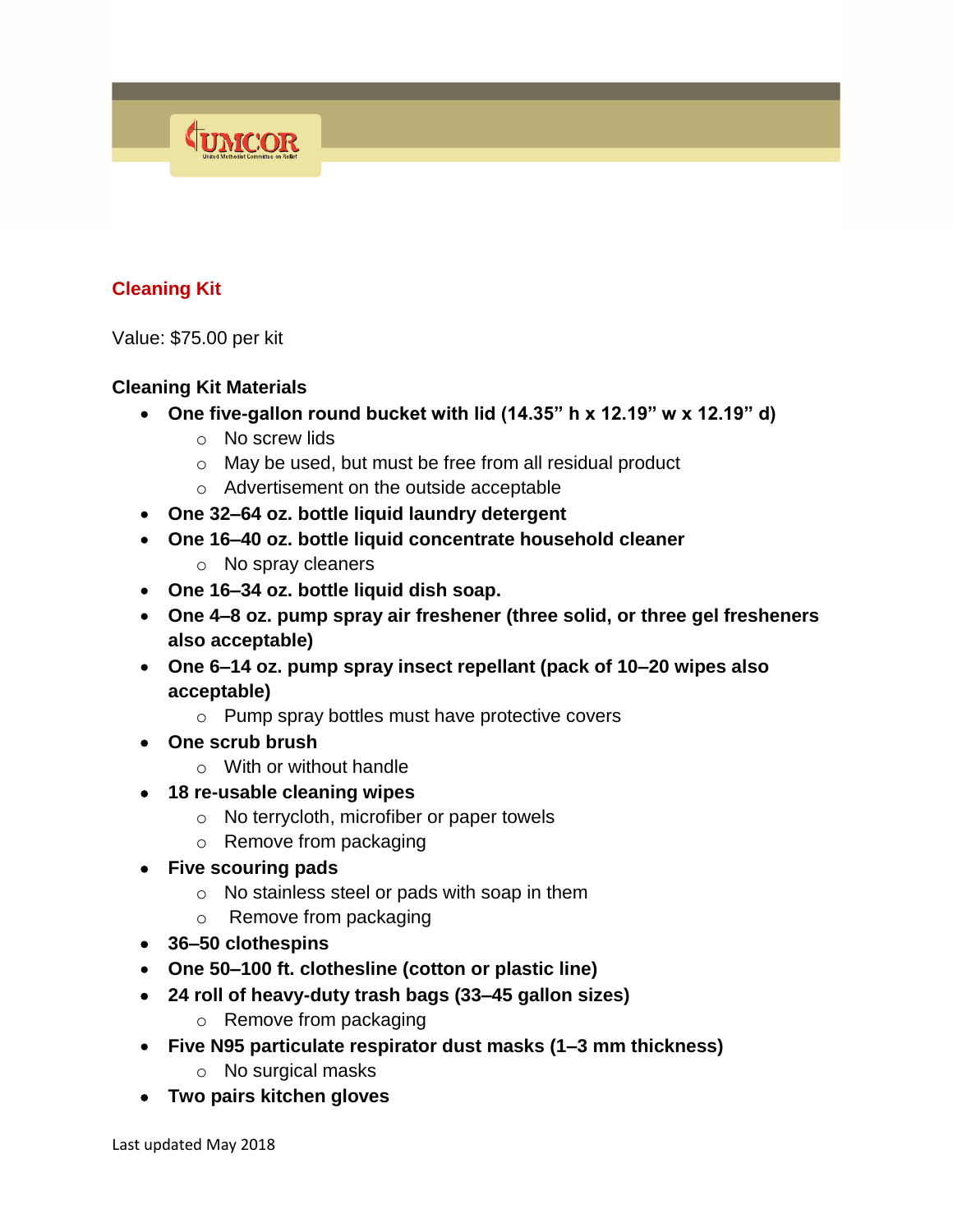## Cleaning Kit

Value: $75.00 per kit

**Cleaning Kit Materials**

- **One five-gallon round bucket with lid (14.35" h x 12.19" w x 12.19" d)**
  - No screw lids
  - May be used, but must be free from all residual product
  - Advertisement on the outside acceptable
- **One 32–64 oz. bottle liquid laundry detergent**
- **One 16–40 oz. bottle liquid concentrate household cleaner**
  - No spray cleaners
- **One 16–34 oz. bottle liquid dish soap.**
- **One 4–8 oz. pump spray air freshener (three solid, or three gel fresheners also acceptable)**
- **One 6–14 oz. pump spray insect repellant (pack of 10–20 wipes also acceptable)**
  - Pump spray bottles must have protective covers
- **One scrub brush**
  - With or without handle
- **18 re-usable cleaning wipes**
  - No terrycloth, microfiber or paper towels
  - Remove from packaging
- **Five scouring pads**
  - No stainless steel or pads with soap in them
  - Remove from packaging
- **36–50 clothespins**
- **One 50–100 ft. clothesline (cotton or plastic line)**
- **24 roll of heavy-duty trash bags (33–45 gallon sizes)**
  - Remove from packaging
- **Five N95 particulate respirator dust masks (1–3 mm thickness)**
  - No surgical masks
- **Two pairs kitchen gloves**

Last updated May 2018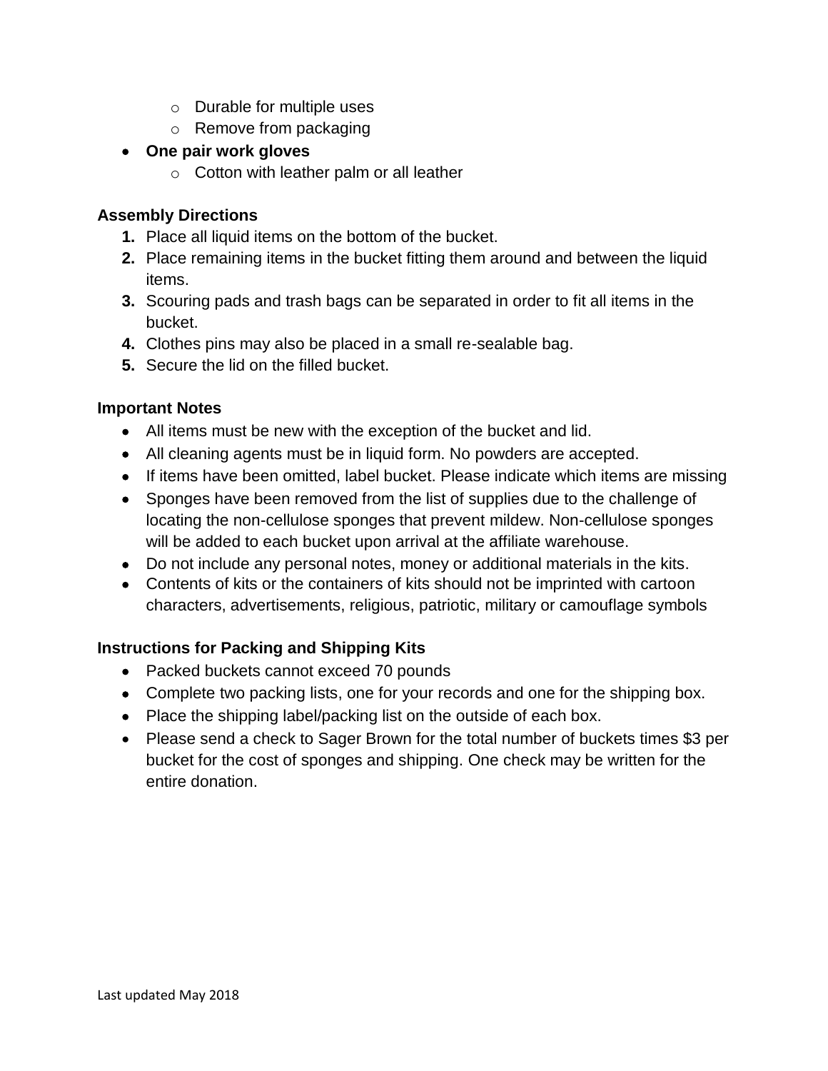- Durable for multiple uses
  - Remove from packaging
- **One pair work gloves**
  - Cotton with leather palm or all leather

### Assembly Directions

1. Place all liquid items on the bottom of the bucket.
2. Place remaining items in the bucket fitting them around and between the liquid items.
3. Scouring pads and trash bags can be separated in order to fit all items in the bucket.
4. Clothes pins may also be placed in a small re-sealable bag.
5. Secure the lid on the filled bucket.

### Important Notes

- All items must be new with the exception of the bucket and lid.
- All cleaning agents must be in liquid form. No powders are accepted.
- If items have been omitted, label bucket. Please indicate which items are missing
- Sponges have been removed from the list of supplies due to the challenge of locating the non-cellulose sponges that prevent mildew. Non-cellulose sponges will be added to each bucket upon arrival at the affiliate warehouse.
- Do not include any personal notes, money or additional materials in the kits.
- Contents of kits or the containers of kits should not be imprinted with cartoon characters, advertisements, religious, patriotic, military or camouflage symbols

### Instructions for Packing and Shipping Kits

- Packed buckets cannot exceed 70 pounds
- Complete two packing lists, one for your records and one for the shipping box.
- Place the shipping label/packing list on the outside of each box.
- Please send a check to Sager Brown for the total number of buckets times $3 per bucket for the cost of sponges and shipping. One check may be written for the entire donation.

Last updated May 2018